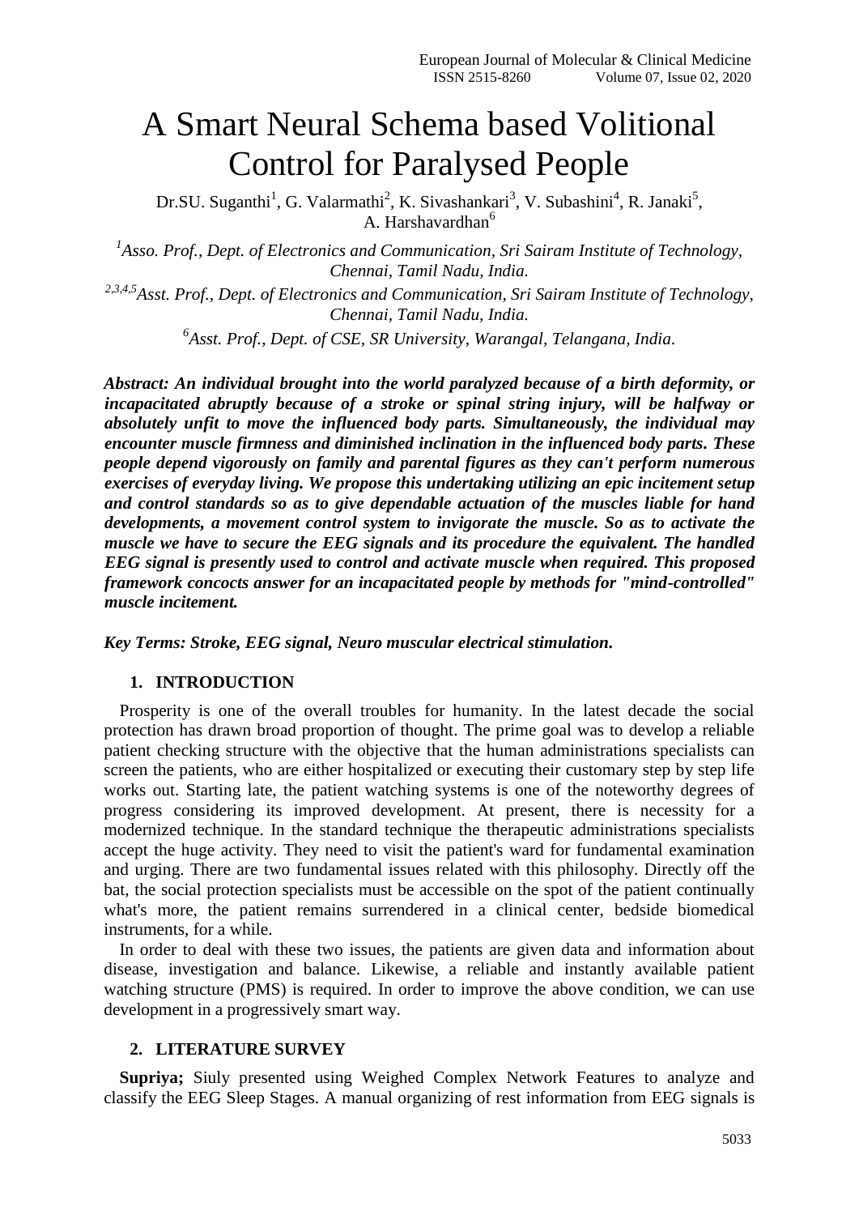# A Smart Neural Schema based Volitional Control for Paralysed People

Dr.SU. Suganthi[1], G. Valarmathi[2], K. Sivashankari[3], V. Subashini[4], R. Janaki[5], A. Harshavardhan[6]

*[1]Asso. Prof., Dept. of Electronics and Communication, Sri Sairam Institute of Technology, Chennai, Tamil Nadu, India.*

*[2,3,4,5]Asst. Prof., Dept. of Electronics and Communication, Sri Sairam Institute of Technology, Chennai, Tamil Nadu, India.*

*[6]Asst. Prof., Dept. of CSE, SR University, Warangal, Telangana, India.*

***Abstract: An individual brought into the world paralyzed because of a birth deformity, or incapacitated abruptly because of a stroke or spinal string injury, will be halfway or absolutely unfit to move the influenced body parts. Simultaneously, the individual may encounter muscle firmness and diminished inclination in the influenced body parts. These people depend vigorously on family and parental figures as they can't perform numerous exercises of everyday living. We propose this undertaking utilizing an epic incitement setup and control standards so as to give dependable actuation of the muscles liable for hand developments, a movement control system to invigorate the muscle. So as to activate the muscle we have to secure the EEG signals and its procedure the equivalent. The handled EEG signal is presently used to control and activate muscle when required. This proposed framework concocts answer for an incapacitated people by methods for "mind-controlled" muscle incitement.***

***Key Terms: Stroke, EEG signal, Neuro muscular electrical stimulation.***

## 1. INTRODUCTION

Prosperity is one of the overall troubles for humanity. In the latest decade the social protection has drawn broad proportion of thought. The prime goal was to develop a reliable patient checking structure with the objective that the human administrations specialists can screen the patients, who are either hospitalized or executing their customary step by step life works out. Starting late, the patient watching systems is one of the noteworthy degrees of progress considering its improved development. At present, there is necessity for a modernized technique. In the standard technique the therapeutic administrations specialists accept the huge activity. They need to visit the patient's ward for fundamental examination and urging. There are two fundamental issues related with this philosophy. Directly off the bat, the social protection specialists must be accessible on the spot of the patient continually what's more, the patient remains surrendered in a clinical center, bedside biomedical instruments, for a while.

In order to deal with these two issues, the patients are given data and information about disease, investigation and balance. Likewise, a reliable and instantly available patient watching structure (PMS) is required. In order to improve the above condition, we can use development in a progressively smart way.

## 2. LITERATURE SURVEY

**Supriya;** Siuly presented using Weighed Complex Network Features to analyze and classify the EEG Sleep Stages. A manual organizing of rest information from EEG signals is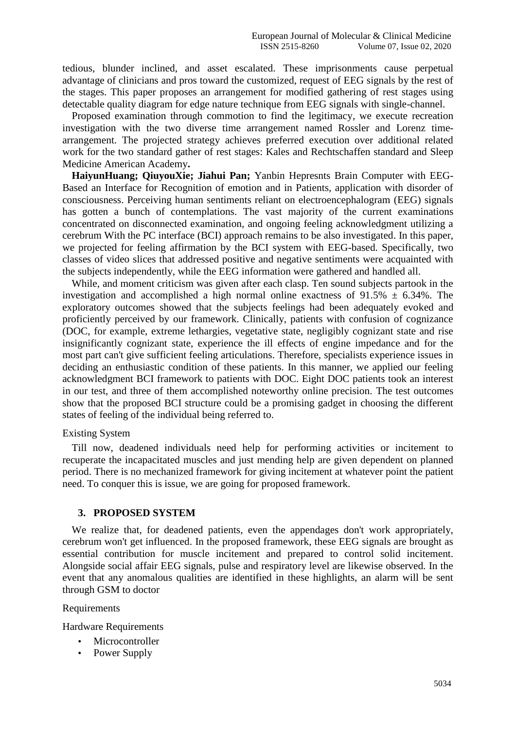tedious, blunder inclined, and asset escalated. These imprisonments cause perpetual advantage of clinicians and pros toward the customized, request of EEG signals by the rest of the stages. This paper proposes an arrangement for modified gathering of rest stages using detectable quality diagram for edge nature technique from EEG signals with single-channel.

Proposed examination through commotion to find the legitimacy, we execute recreation investigation with the two diverse time arrangement named Rossler and Lorenz time-arrangement. The projected strategy achieves preferred execution over additional related work for the two standard gather of rest stages: Kales and Rechtschaffen standard and Sleep Medicine American Academy**.**

**HaiyunHuang; QiuyouXie; Jiahui Pan;** Yanbin Hepresnts Brain Computer with EEG-Based an Interface for Recognition of emotion and in Patients, application with disorder of consciousness. Perceiving human sentiments reliant on electroencephalogram (EEG) signals has gotten a bunch of contemplations. The vast majority of the current examinations concentrated on disconnected examination, and ongoing feeling acknowledgment utilizing a cerebrum With the PC interface (BCI) approach remains to be also investigated. In this paper, we projected for feeling affirmation by the BCI system with EEG-based. Specifically, two classes of video slices that addressed positive and negative sentiments were acquainted with the subjects independently, while the EEG information were gathered and handled all.

While, and moment criticism was given after each clasp. Ten sound subjects partook in the investigation and accomplished a high normal online exactness of 91.5% ± 6.34%. The exploratory outcomes showed that the subjects feelings had been adequately evoked and proficiently perceived by our framework. Clinically, patients with confusion of cognizance (DOC, for example, extreme lethargies, vegetative state, negligibly cognizant state and rise insignificantly cognizant state, experience the ill effects of engine impedance and for the most part can't give sufficient feeling articulations. Therefore, specialists experience issues in deciding an enthusiastic condition of these patients. In this manner, we applied our feeling acknowledgment BCI framework to patients with DOC. Eight DOC patients took an interest in our test, and three of them accomplished noteworthy online precision. The test outcomes show that the proposed BCI structure could be a promising gadget in choosing the different states of feeling of the individual being referred to.

Existing System

Till now, deadened individuals need help for performing activities or incitement to recuperate the incapacitated muscles and just mending help are given dependent on planned period. There is no mechanized framework for giving incitement at whatever point the patient need. To conquer this is issue, we are going for proposed framework.

## 3. PROPOSED SYSTEM

We realize that, for deadened patients, even the appendages don't work appropriately, cerebrum won't get influenced. In the proposed framework, these EEG signals are brought as essential contribution for muscle incitement and prepared to control solid incitement. Alongside social affair EEG signals, pulse and respiratory level are likewise observed. In the event that any anomalous qualities are identified in these highlights, an alarm will be sent through GSM to doctor

Requirements

Hardware Requirements

- Microcontroller
- Power Supply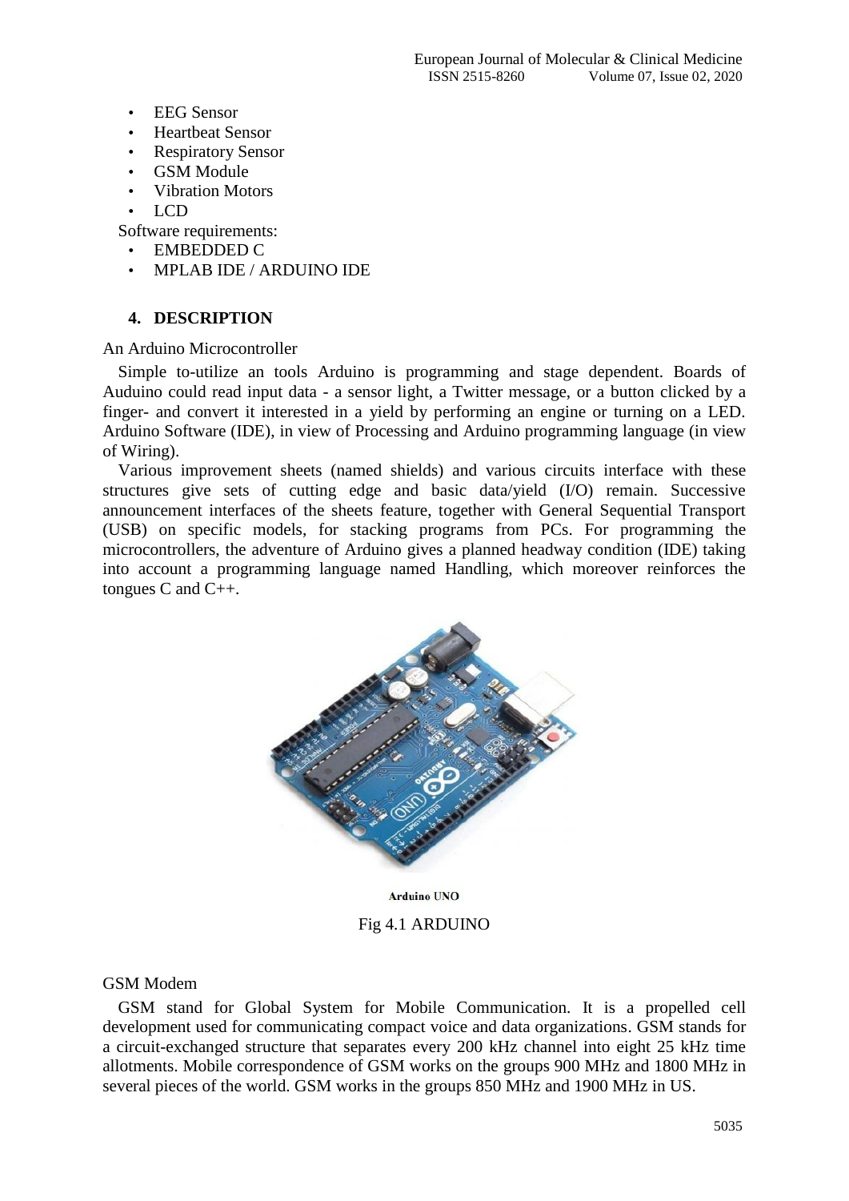- EEG Sensor
- Heartbeat Sensor
- Respiratory Sensor
- GSM Module
- Vibration Motors
- LCD

Software requirements:

- EMBEDDED C
- MPLAB IDE / ARDUINO IDE

## 4. DESCRIPTION

An Arduino Microcontroller

Simple to-utilize an tools Arduino is programming and stage dependent. Boards of Auduino could read input data - a sensor light, a Twitter message, or a button clicked by a finger- and convert it interested in a yield by performing an engine or turning on a LED. Arduino Software (IDE), in view of Processing and Arduino programming language (in view of Wiring).

Various improvement sheets (named shields) and various circuits interface with these structures give sets of cutting edge and basic data/yield (I/O) remain. Successive announcement interfaces of the sheets feature, together with General Sequential Transport (USB) on specific models, for stacking programs from PCs. For programming the microcontrollers, the adventure of Arduino gives a planned headway condition (IDE) taking into account a programming language named Handling, which moreover reinforces the tongues C and C++.

Arduino UNO

Fig 4.1 ARDUINO

GSM Modem

GSM stand for Global System for Mobile Communication. It is a propelled cell development used for communicating compact voice and data organizations. GSM stands for a circuit-exchanged structure that separates every 200 kHz channel into eight 25 kHz time allotments. Mobile correspondence of GSM works on the groups 900 MHz and 1800 MHz in several pieces of the world. GSM works in the groups 850 MHz and 1900 MHz in US.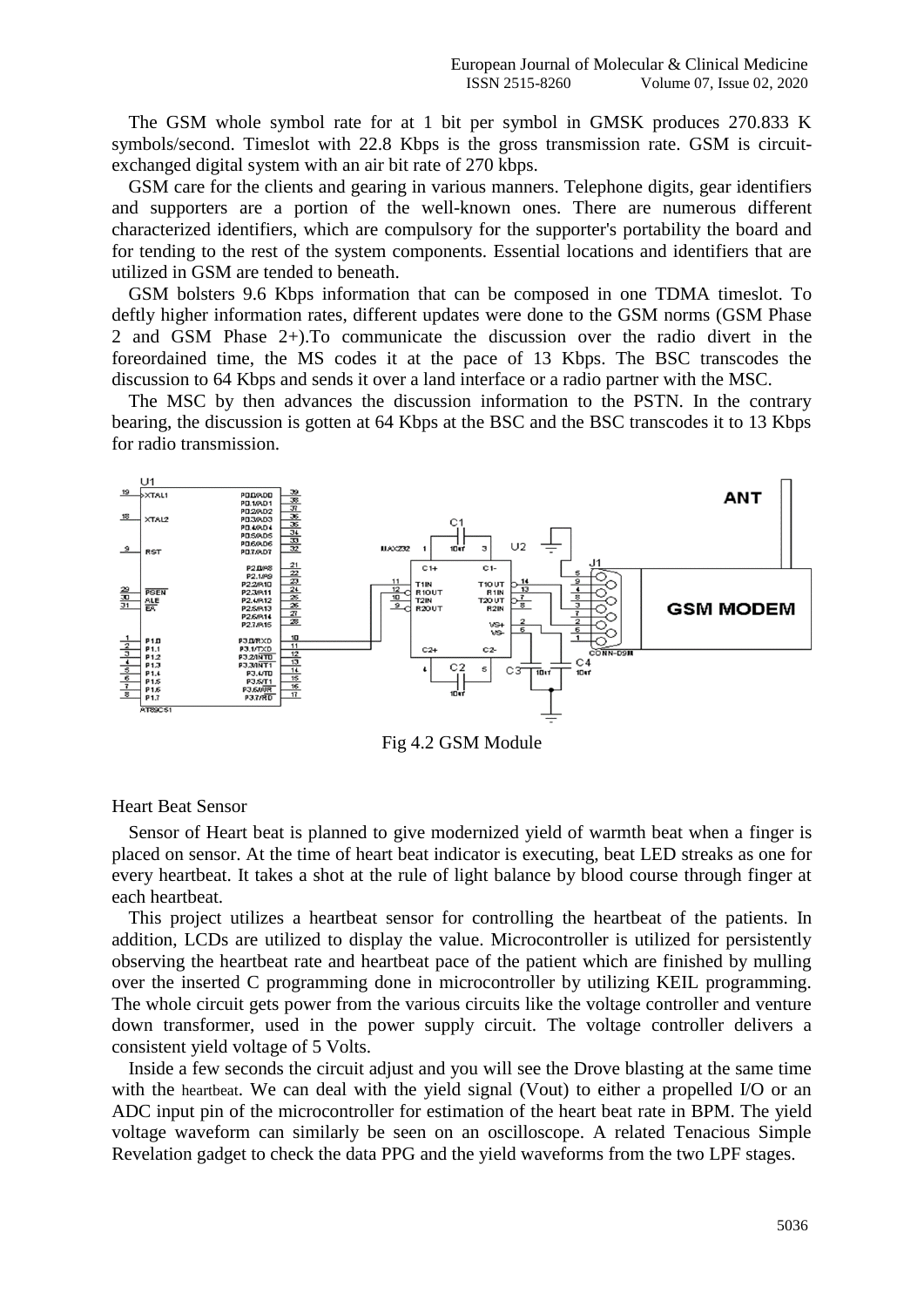The GSM whole symbol rate for at 1 bit per symbol in GMSK produces 270.833 K symbols/second. Timeslot with 22.8 Kbps is the gross transmission rate. GSM is circuit-exchanged digital system with an air bit rate of 270 kbps.

GSM care for the clients and gearing in various manners. Telephone digits, gear identifiers and supporters are a portion of the well-known ones. There are numerous different characterized identifiers, which are compulsory for the supporter's portability the board and for tending to the rest of the system components. Essential locations and identifiers that are utilized in GSM are tended to beneath.

GSM bolsters 9.6 Kbps information that can be composed in one TDMA timeslot. To deftly higher information rates, different updates were done to the GSM norms (GSM Phase 2 and GSM Phase 2+).To communicate the discussion over the radio divert in the foreordained time, the MS codes it at the pace of 13 Kbps. The BSC transcodes the discussion to 64 Kbps and sends it over a land interface or a radio partner with the MSC.

The MSC by then advances the discussion information to the PSTN. In the contrary bearing, the discussion is gotten at 64 Kbps at the BSC and the BSC transcodes it to 13 Kbps for radio transmission.

Fig 4.2 GSM Module

Heart Beat Sensor

Sensor of Heart beat is planned to give modernized yield of warmth beat when a finger is placed on sensor. At the time of heart beat indicator is executing, beat LED streaks as one for every heartbeat. It takes a shot at the rule of light balance by blood course through finger at each heartbeat.

This project utilizes a heartbeat sensor for controlling the heartbeat of the patients. In addition, LCDs are utilized to display the value. Microcontroller is utilized for persistently observing the heartbeat rate and heartbeat pace of the patient which are finished by mulling over the inserted C programming done in microcontroller by utilizing KEIL programming. The whole circuit gets power from the various circuits like the voltage controller and venture down transformer, used in the power supply circuit. The voltage controller delivers a consistent yield voltage of 5 Volts.

Inside a few seconds the circuit adjust and you will see the Drove blasting at the same time with the heartbeat. We can deal with the yield signal (Vout) to either a propelled I/O or an ADC input pin of the microcontroller for estimation of the heart beat rate in BPM. The yield voltage waveform can similarly be seen on an oscilloscope. A related Tenacious Simple Revelation gadget to check the data PPG and the yield waveforms from the two LPF stages.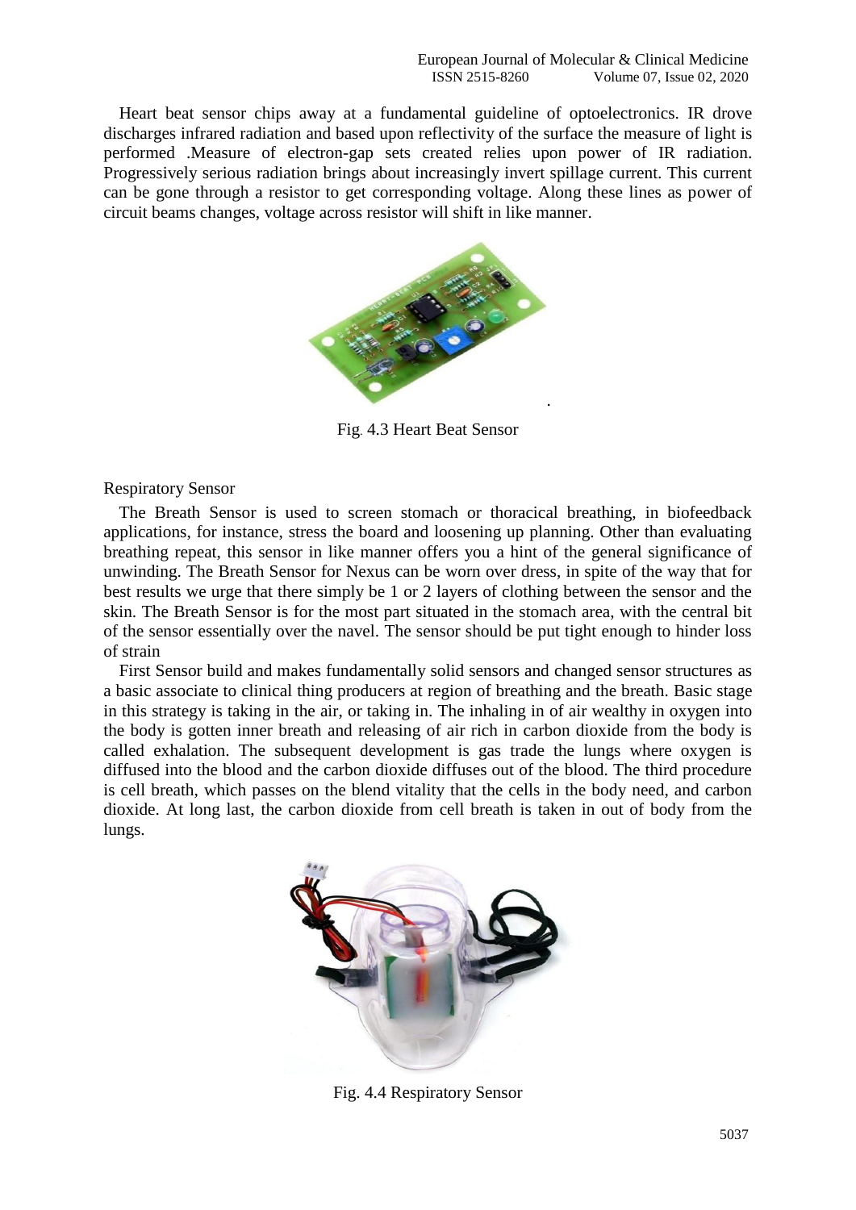Heart beat sensor chips away at a fundamental guideline of optoelectronics. IR drove discharges infrared radiation and based upon reflectivity of the surface the measure of light is performed .Measure of electron-gap sets created relies upon power of IR radiation. Progressively serious radiation brings about increasingly invert spillage current. This current can be gone through a resistor to get corresponding voltage. Along these lines as power of circuit beams changes, voltage across resistor will shift in like manner.

Fig. 4.3 Heart Beat Sensor

Respiratory Sensor

The Breath Sensor is used to screen stomach or thoracical breathing, in biofeedback applications, for instance, stress the board and loosening up planning. Other than evaluating breathing repeat, this sensor in like manner offers you a hint of the general significance of unwinding. The Breath Sensor for Nexus can be worn over dress, in spite of the way that for best results we urge that there simply be 1 or 2 layers of clothing between the sensor and the skin. The Breath Sensor is for the most part situated in the stomach area, with the central bit of the sensor essentially over the navel. The sensor should be put tight enough to hinder loss of strain

First Sensor build and makes fundamentally solid sensors and changed sensor structures as a basic associate to clinical thing producers at region of breathing and the breath. Basic stage in this strategy is taking in the air, or taking in. The inhaling in of air wealthy in oxygen into the body is gotten inner breath and releasing of air rich in carbon dioxide from the body is called exhalation. The subsequent development is gas trade the lungs where oxygen is diffused into the blood and the carbon dioxide diffuses out of the blood. The third procedure is cell breath, which passes on the blend vitality that the cells in the body need, and carbon dioxide. At long last, the carbon dioxide from cell breath is taken in out of body from the lungs.

Fig. 4.4 Respiratory Sensor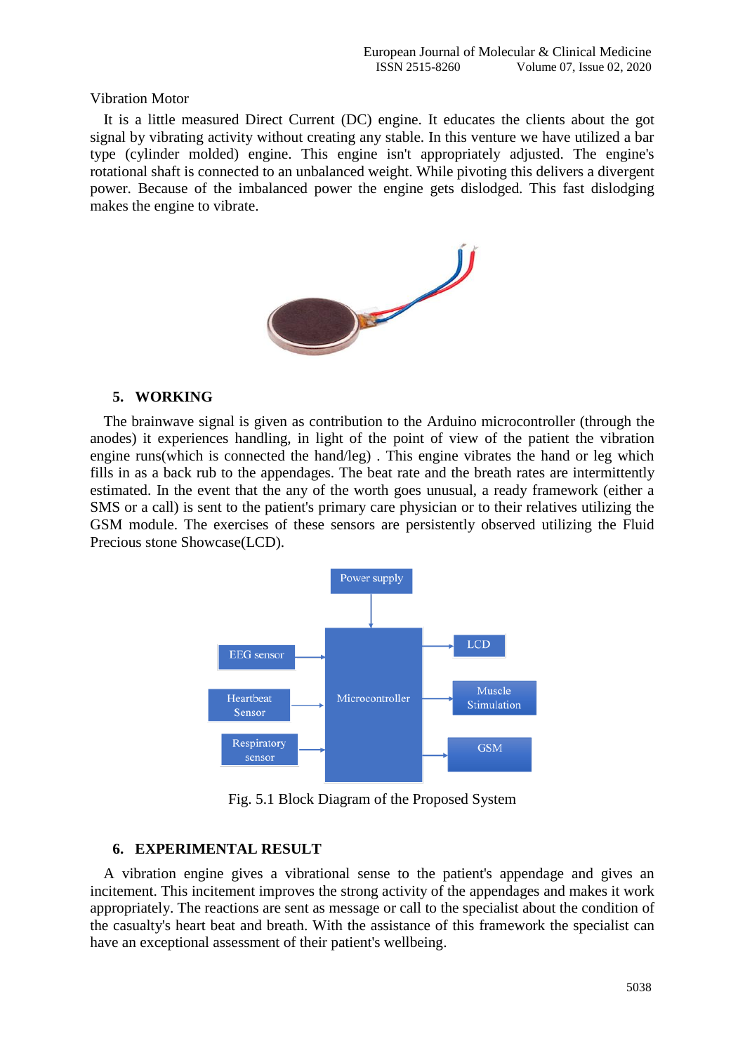Vibration Motor

It is a little measured Direct Current (DC) engine. It educates the clients about the got signal by vibrating activity without creating any stable. In this venture we have utilized a bar type (cylinder molded) engine. This engine isn't appropriately adjusted. The engine's rotational shaft is connected to an unbalanced weight. While pivoting this delivers a divergent power. Because of the imbalanced power the engine gets dislodged. This fast dislodging makes the engine to vibrate.

## 5. WORKING

The brainwave signal is given as contribution to the Arduino microcontroller (through the anodes) it experiences handling, in light of the point of view of the patient the vibration engine runs(which is connected the hand/leg) . This engine vibrates the hand or leg which fills in as a back rub to the appendages. The beat rate and the breath rates are intermittently estimated. In the event that the any of the worth goes unusual, a ready framework (either a SMS or a call) is sent to the patient's primary care physician or to their relatives utilizing the GSM module. The exercises of these sensors are persistently observed utilizing the Fluid Precious stone Showcase(LCD).

Fig. 5.1 Block Diagram of the Proposed System

## 6. EXPERIMENTAL RESULT

A vibration engine gives a vibrational sense to the patient's appendage and gives an incitement. This incitement improves the strong activity of the appendages and makes it work appropriately. The reactions are sent as message or call to the specialist about the condition of the casualty's heart beat and breath. With the assistance of this framework the specialist can have an exceptional assessment of their patient's wellbeing.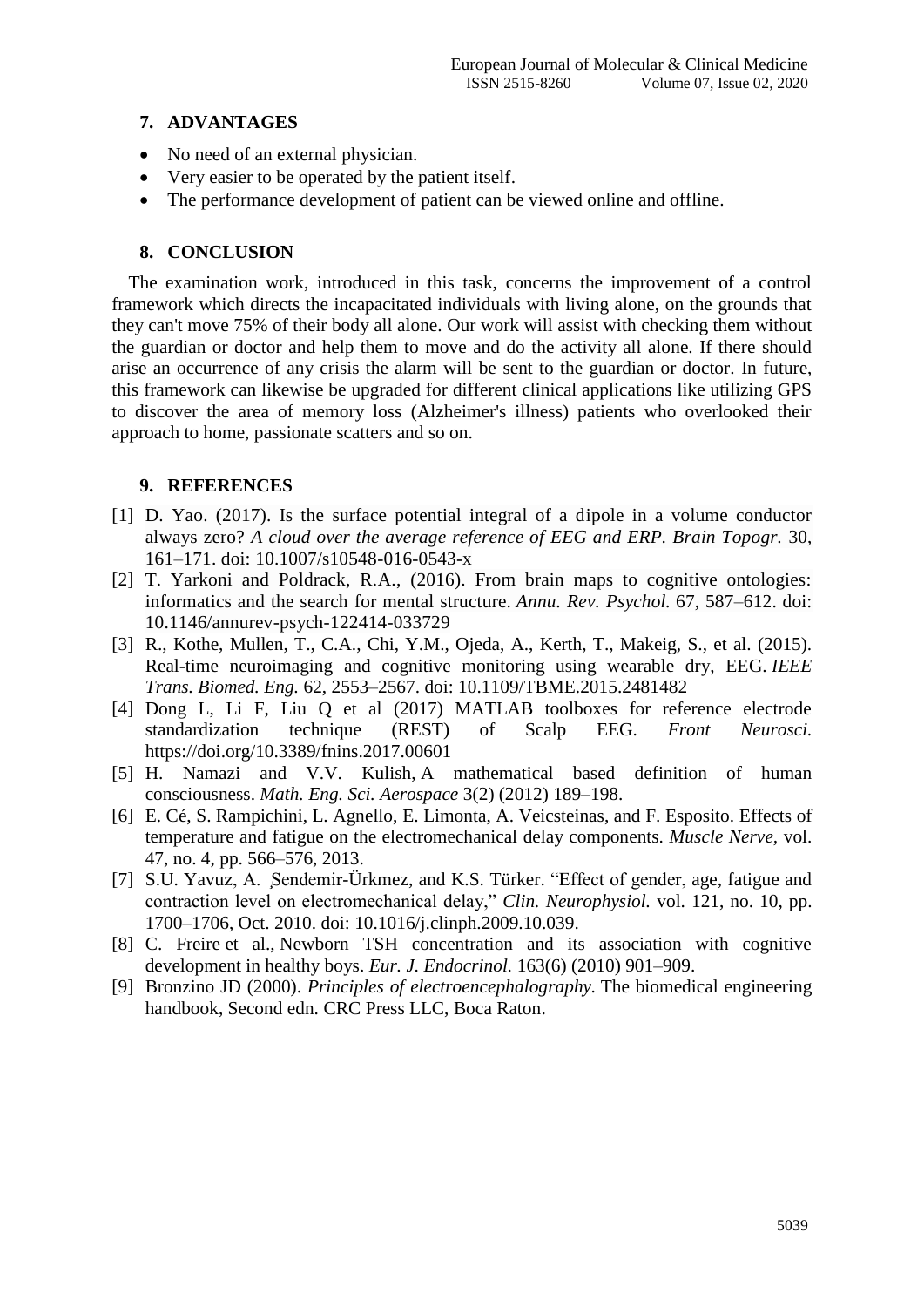## 7. ADVANTAGES

- No need of an external physician.
- Very easier to be operated by the patient itself.
- The performance development of patient can be viewed online and offline.

## 8. CONCLUSION

The examination work, introduced in this task, concerns the improvement of a control framework which directs the incapacitated individuals with living alone, on the grounds that they can't move 75% of their body all alone. Our work will assist with checking them without the guardian or doctor and help them to move and do the activity all alone. If there should arise an occurrence of any crisis the alarm will be sent to the guardian or doctor. In future, this framework can likewise be upgraded for different clinical applications like utilizing GPS to discover the area of memory loss (Alzheimer's illness) patients who overlooked their approach to home, passionate scatters and so on.

## 9. REFERENCES

[1] D. Yao. (2017). Is the surface potential integral of a dipole in a volume conductor always zero? *A cloud over the average reference of EEG and ERP. Brain Topogr.* 30, 161–171. doi: 10.1007/s10548-016-0543-x

[2] T. Yarkoni and Poldrack, R.A., (2016). From brain maps to cognitive ontologies: informatics and the search for mental structure. *Annu. Rev. Psychol.* 67, 587–612. doi: 10.1146/annurev-psych-122414-033729

[3] R., Kothe, Mullen, T., C.A., Chi, Y.M., Ojeda, A., Kerth, T., Makeig, S., et al. (2015). Real-time neuroimaging and cognitive monitoring using wearable dry, EEG. *IEEE Trans. Biomed. Eng.* 62, 2553–2567. doi: 10.1109/TBME.2015.2481482

[4] Dong L, Li F, Liu Q et al (2017) MATLAB toolboxes for reference electrode standardization technique (REST) of Scalp EEG. *Front Neurosci.* https://doi.org/10.3389/fnins.2017.00601

[5] H. Namazi and V.V. Kulish, A mathematical based definition of human consciousness. *Math. Eng. Sci. Aerospace* 3(2) (2012) 189–198.

[6] E. Cé, S. Rampichini, L. Agnello, E. Limonta, A. Veicsteinas, and F. Esposito. Effects of temperature and fatigue on the electromechanical delay components. *Muscle Nerve*, vol. 47, no. 4, pp. 566–576, 2013.

[7] S.U. Yavuz, A. Şendemir-Ürkmez, and K.S. Türker. "Effect of gender, age, fatigue and contraction level on electromechanical delay," *Clin. Neurophysiol.* vol. 121, no. 10, pp. 1700–1706, Oct. 2010. doi: 10.1016/j.clinph.2009.10.039.

[8] C. Freire et al., Newborn TSH concentration and its association with cognitive development in healthy boys. *Eur. J. Endocrinol.* 163(6) (2010) 901–909.

[9] Bronzino JD (2000). *Principles of electroencephalography*. The biomedical engineering handbook, Second edn. CRC Press LLC, Boca Raton.